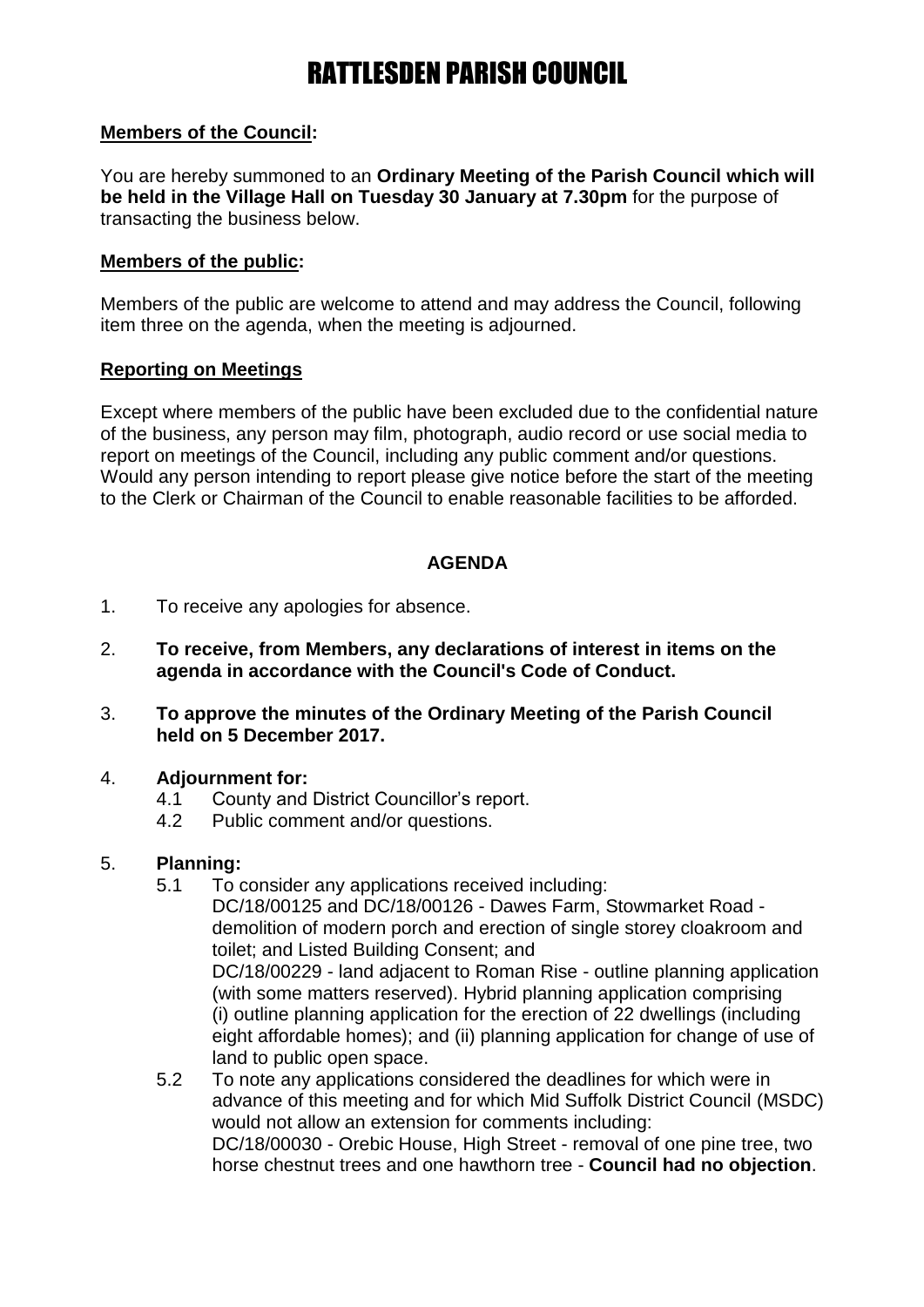# RATTLESDEN PARISH COUNCIL

**Members of the Council:**

You are hereby summoned to an **Ordinary Meeting of the Parish Council which will be held in the Village Hall on Tuesday 30 January at 7.30pm** for the purpose of transacting the business below.

**Members of the public:**

Members of the public are welcome to attend and may address the Council, following item three on the agenda, when the meeting is adjourned.

**Reporting on Meetings**

Except where members of the public have been excluded due to the confidential nature of the business, any person may film, photograph, audio record or use social media to report on meetings of the Council, including any public comment and/or questions. Would any person intending to report please give notice before the start of the meeting to the Clerk or Chairman of the Council to enable reasonable facilities to be afforded.

**AGENDA**

1. To receive any apologies for absence.

2. **To receive, from Members, any declarations of interest in items on the agenda in accordance with the Council's Code of Conduct.**

3. **To approve the minutes of the Ordinary Meeting of the Parish Council held on 5 December 2017.**

4. **Adjournment for:**
   - 4.1 County and District Councillor's report.
   - 4.2 Public comment and/or questions.

5. **Planning:**
   - 5.1 To consider any applications received including:
     DC/18/00125 and DC/18/00126 - Dawes Farm, Stowmarket Road - demolition of modern porch and erection of single storey cloakroom and toilet; and Listed Building Consent; and
     DC/18/00229 - land adjacent to Roman Rise - outline planning application (with some matters reserved). Hybrid planning application comprising (i) outline planning application for the erection of 22 dwellings (including eight affordable homes); and (ii) planning application for change of use of land to public open space.
   - 5.2 To note any applications considered the deadlines for which were in advance of this meeting and for which Mid Suffolk District Council (MSDC) would not allow an extension for comments including:
     DC/18/00030 - Orebic House, High Street - removal of one pine tree, two horse chestnut trees and one hawthorn tree - **Council had no objection**.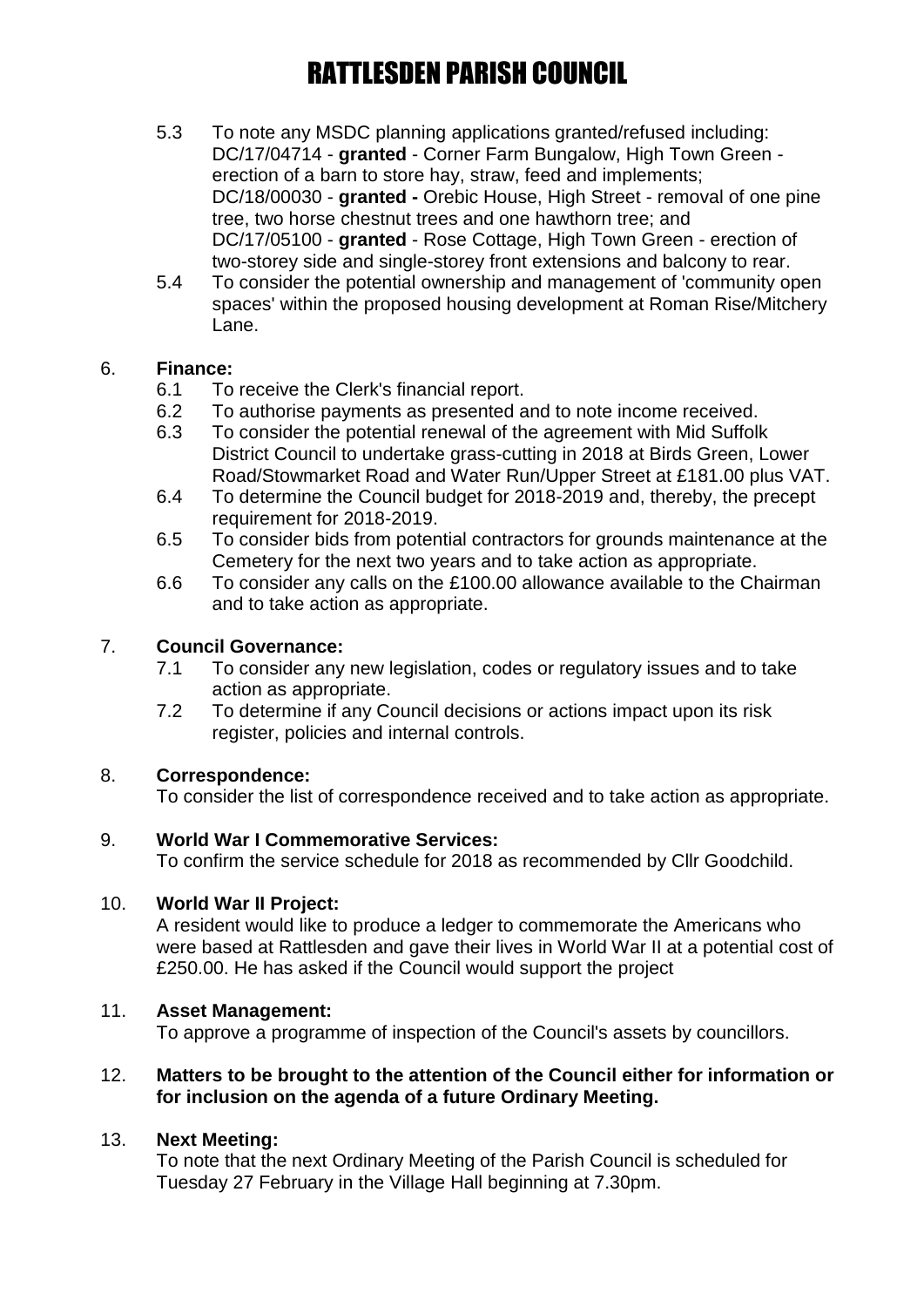# RATTLESDEN PARISH COUNCIL

5.3 To note any MSDC planning applications granted/refused including: DC/17/04714 - **granted** - Corner Farm Bungalow, High Town Green - erection of a barn to store hay, straw, feed and implements; DC/18/00030 - **granted -** Orebic House, High Street - removal of one pine tree, two horse chestnut trees and one hawthorn tree; and DC/17/05100 - **granted** - Rose Cottage, High Town Green - erection of two-storey side and single-storey front extensions and balcony to rear.

5.4 To consider the potential ownership and management of 'community open spaces' within the proposed housing development at Roman Rise/Mitchery Lane.

6. **Finance:**
   - 6.1 To receive the Clerk's financial report.
   - 6.2 To authorise payments as presented and to note income received.
   - 6.3 To consider the potential renewal of the agreement with Mid Suffolk District Council to undertake grass-cutting in 2018 at Birds Green, Lower Road/Stowmarket Road and Water Run/Upper Street at £181.00 plus VAT.
   - 6.4 To determine the Council budget for 2018-2019 and, thereby, the precept requirement for 2018-2019.
   - 6.5 To consider bids from potential contractors for grounds maintenance at the Cemetery for the next two years and to take action as appropriate.
   - 6.6 To consider any calls on the £100.00 allowance available to the Chairman and to take action as appropriate.

7. **Council Governance:**
   - 7.1 To consider any new legislation, codes or regulatory issues and to take action as appropriate.
   - 7.2 To determine if any Council decisions or actions impact upon its risk register, policies and internal controls.

8. **Correspondence:**
   To consider the list of correspondence received and to take action as appropriate.

9. **World War I Commemorative Services:**
   To confirm the service schedule for 2018 as recommended by Cllr Goodchild.

10. **World War II Project:**
    A resident would like to produce a ledger to commemorate the Americans who were based at Rattlesden and gave their lives in World War II at a potential cost of £250.00. He has asked if the Council would support the project

11. **Asset Management:**
    To approve a programme of inspection of the Council's assets by councillors.

12. **Matters to be brought to the attention of the Council either for information or for inclusion on the agenda of a future Ordinary Meeting.**

13. **Next Meeting:**
    To note that the next Ordinary Meeting of the Parish Council is scheduled for Tuesday 27 February in the Village Hall beginning at 7.30pm.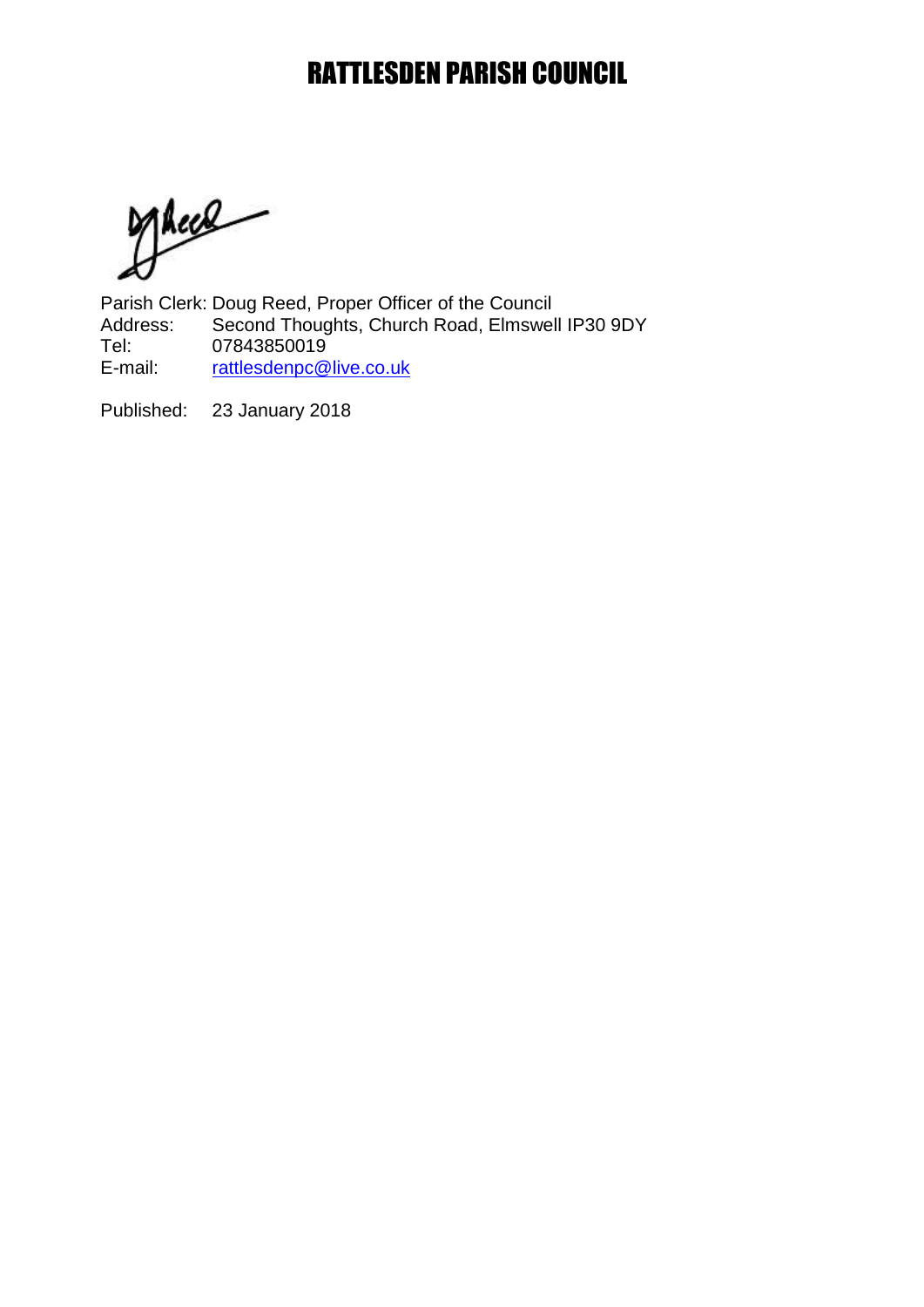# RATTLESDEN PARISH COUNCIL

Parish Clerk: Doug Reed, Proper Officer of the Council
Address: Second Thoughts, Church Road, Elmswell IP30 9DY
Tel: 07843850019
E-mail: rattlesdenpc@live.co.uk

Published: 23 January 2018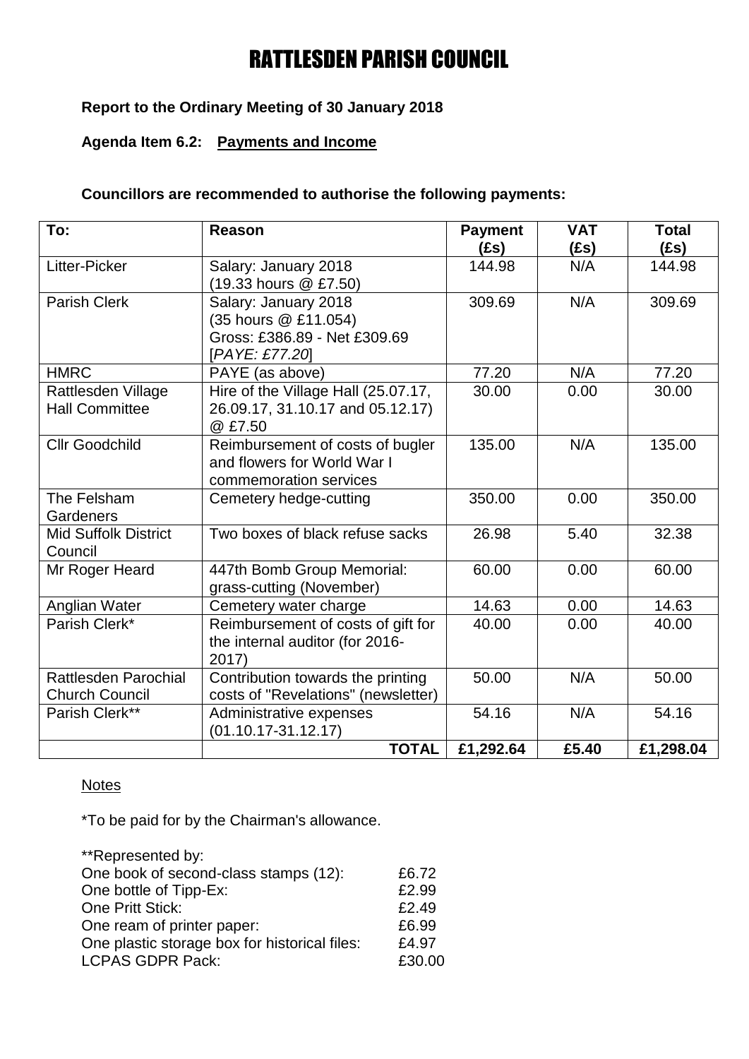# RATTLESDEN PARISH COUNCIL

**Report to the Ordinary Meeting of 30 January 2018**

**Agenda Item 6.2: Payments and Income**

**Councillors are recommended to authorise the following payments:**

| To: | Reason | Payment (£s) | VAT (£s) | Total (£s) |
|---|---|---|---|---|
| Litter-Picker | Salary: January 2018 (19.33 hours @ £7.50) | 144.98 | N/A | 144.98 |
| Parish Clerk | Salary: January 2018 (35 hours @ £11.054) Gross: £386.89 - Net £309.69 [*PAYE: £77.20*] | 309.69 | N/A | 309.69 |
| HMRC | PAYE (as above) | 77.20 | N/A | 77.20 |
| Rattlesden Village Hall Committee | Hire of the Village Hall (25.07.17, 26.09.17, 31.10.17 and 05.12.17) @ £7.50 | 30.00 | 0.00 | 30.00 |
| Cllr Goodchild | Reimbursement of costs of bugler and flowers for World War I commemoration services | 135.00 | N/A | 135.00 |
| The Felsham Gardeners | Cemetery hedge-cutting | 350.00 | 0.00 | 350.00 |
| Mid Suffolk District Council | Two boxes of black refuse sacks | 26.98 | 5.40 | 32.38 |
| Mr Roger Heard | 447th Bomb Group Memorial: grass-cutting (November) | 60.00 | 0.00 | 60.00 |
| Anglian Water | Cemetery water charge | 14.63 | 0.00 | 14.63 |
| Parish Clerk* | Reimbursement of costs of gift for the internal auditor (for 2016-2017) | 40.00 | 0.00 | 40.00 |
| Rattlesden Parochial Church Council | Contribution towards the printing costs of "Revelations" (newsletter) | 50.00 | N/A | 50.00 |
| Parish Clerk** | Administrative expenses (01.10.17-31.12.17) | 54.16 | N/A | 54.16 |
| | **TOTAL** | **£1,292.64** | **£5.40** | **£1,298.04** |

Notes

*To be paid for by the Chairman's allowance.

**Represented by:

| | |
|---|---|
| One book of second-class stamps (12): | £6.72 |
| One bottle of Tipp-Ex: | £2.99 |
| One Pritt Stick: | £2.49 |
| One ream of printer paper: | £6.99 |
| One plastic storage box for historical files: | £4.97 |
| LCPAS GDPR Pack: | £30.00 |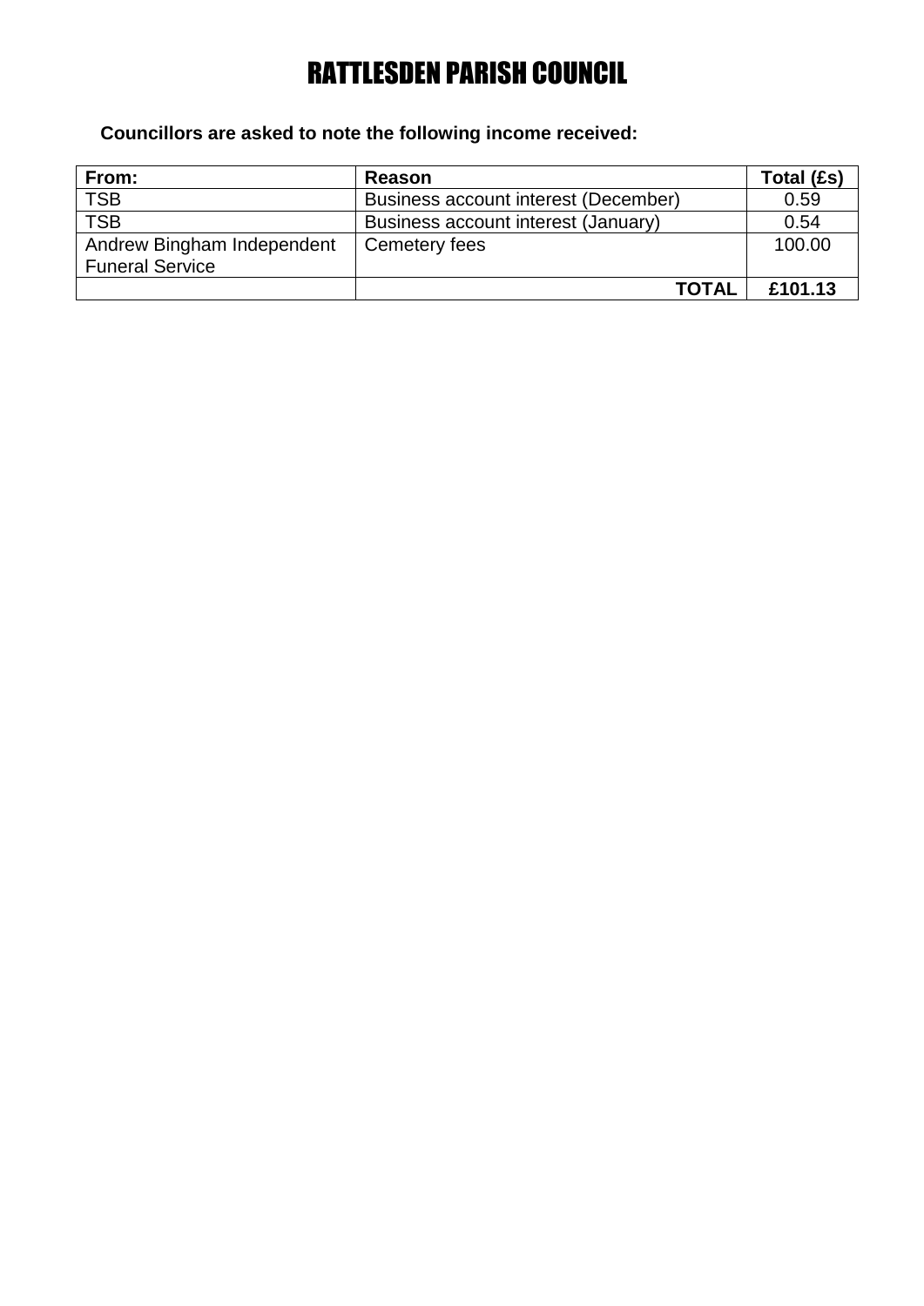# RATTLESDEN PARISH COUNCIL

**Councillors are asked to note the following income received:**

| From: | Reason | Total (£s) |
|---|---|---|
| TSB | Business account interest (December) | 0.59 |
| TSB | Business account interest (January) | 0.54 |
| Andrew Bingham Independent Funeral Service | Cemetery fees | 100.00 |
| | **TOTAL** | **£101.13** |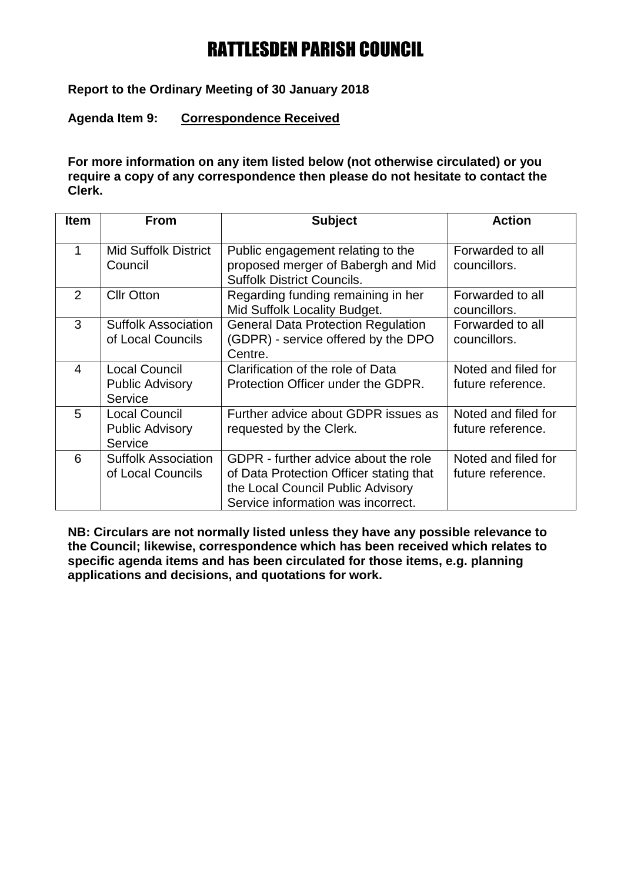# RATTLESDEN PARISH COUNCIL

**Report to the Ordinary Meeting of 30 January 2018**

**Agenda Item 9:** **<u>Correspondence Received</u>**

**For more information on any item listed below (not otherwise circulated) or you require a copy of any correspondence then please do not hesitate to contact the Clerk.**

| Item | From | Subject | Action |
|---|---|---|---|
| 1 | Mid Suffolk District Council | Public engagement relating to the proposed merger of Babergh and Mid Suffolk District Councils. | Forwarded to all councillors. |
| 2 | Cllr Otton | Regarding funding remaining in her Mid Suffolk Locality Budget. | Forwarded to all councillors. |
| 3 | Suffolk Association of Local Councils | General Data Protection Regulation (GDPR) - service offered by the DPO Centre. | Forwarded to all councillors. |
| 4 | Local Council Public Advisory Service | Clarification of the role of Data Protection Officer under the GDPR. | Noted and filed for future reference. |
| 5 | Local Council Public Advisory Service | Further advice about GDPR issues as requested by the Clerk. | Noted and filed for future reference. |
| 6 | Suffolk Association of Local Councils | GDPR - further advice about the role of Data Protection Officer stating that the Local Council Public Advisory Service information was incorrect. | Noted and filed for future reference. |

**NB: Circulars are not normally listed unless they have any possible relevance to the Council; likewise, correspondence which has been received which relates to specific agenda items and has been circulated for those items, e.g. planning applications and decisions, and quotations for work.**